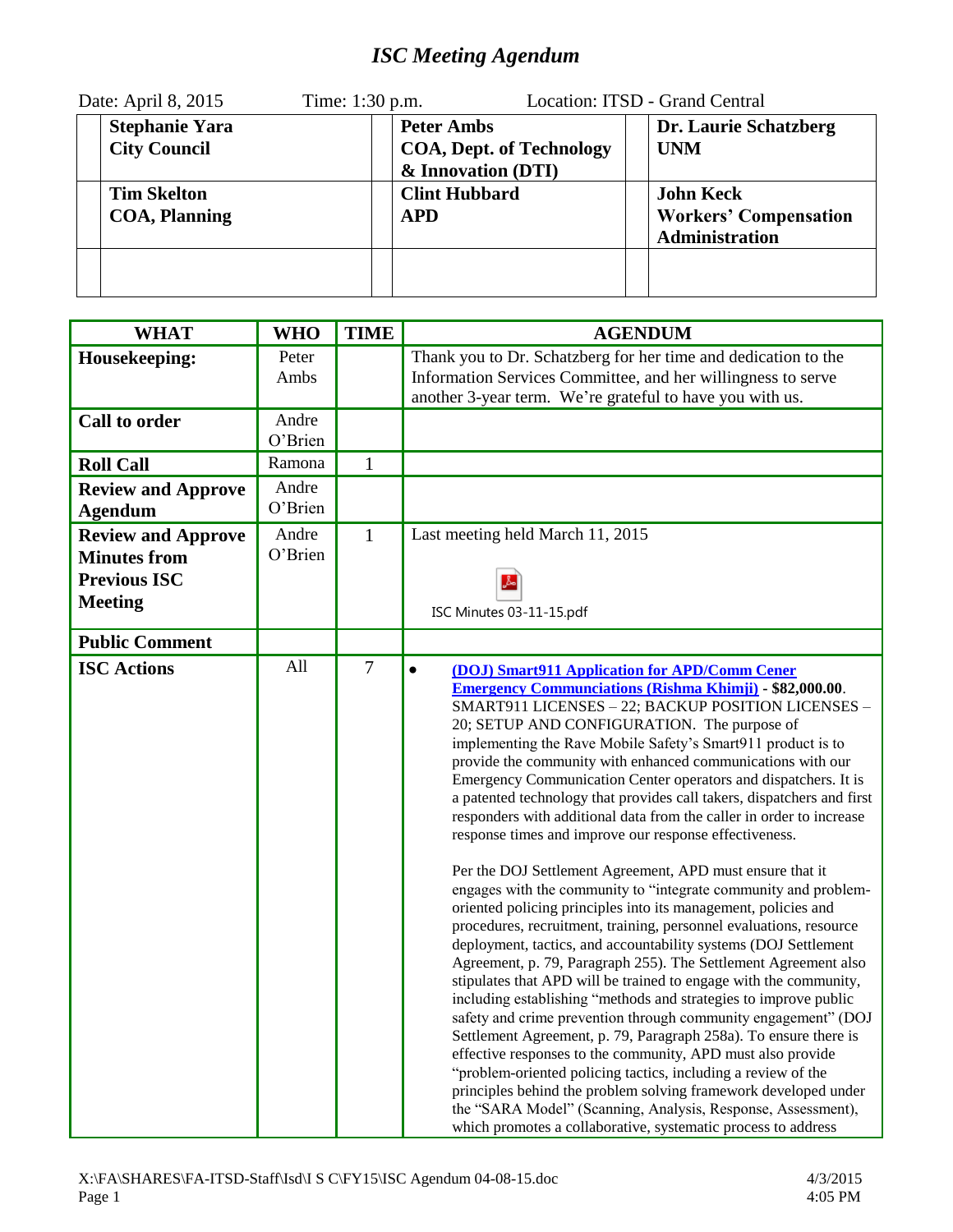# *ISC Meeting Agendum*

Date: April 8, 2015 Time: 1:30 p.m. Location: ITSD - Grand Central

| | | | | | |
|---|---|---|---|---|---|
| | **Stephanie Yara City Council** | | **Peter Ambs COA, Dept. of Technology & Innovation (DTI)** | | **Dr. Laurie Schatzberg UNM** |
| | **Tim Skelton COA, Planning** | | **Clint Hubbard APD** | | **John Keck Workers' Compensation Administration** |
| | | | | | |

| WHAT | WHO | TIME | AGENDUM |
|---|---|---|---|
| **Housekeeping:** | Peter Ambs | | Thank you to Dr. Schatzberg for her time and dedication to the Information Services Committee, and her willingness to serve another 3-year term. We're grateful to have you with us. |
| **Call to order** | Andre O'Brien | | |
| **Roll Call** | Ramona | 1 | |
| **Review and Approve Agendum** | Andre O'Brien | | |
| **Review and Approve Minutes from Previous ISC Meeting** | Andre O'Brien | 1 | Last meeting held March 11, 2015<br><br>ISC Minutes 03-11-15.pdf |
| **Public Comment** | | | |
| **ISC Actions** | All | 7 | • **(DOJ) Smart911 Application for APD/Comm Cener Emergency Communciations (Rishma Khimji)** - **$82,000.00**. SMART911 LICENSES – 22; BACKUP POSITION LICENSES – 20; SETUP AND CONFIGURATION. The purpose of implementing the Rave Mobile Safety's Smart911 product is to provide the community with enhanced communications with our Emergency Communication Center operators and dispatchers. It is a patented technology that provides call takers, dispatchers and first responders with additional data from the caller in order to increase response times and improve our response effectiveness.<br><br>Per the DOJ Settlement Agreement, APD must ensure that it engages with the community to "integrate community and problem-oriented policing principles into its management, policies and procedures, recruitment, training, personnel evaluations, resource deployment, tactics, and accountability systems (DOJ Settlement Agreement, p. 79, Paragraph 255). The Settlement Agreement also stipulates that APD will be trained to engage with the community, including establishing "methods and strategies to improve public safety and crime prevention through community engagement" (DOJ Settlement Agreement, p. 79, Paragraph 258a). To ensure there is effective responses to the community, APD must also provide "problem-oriented policing tactics, including a review of the principles behind the problem solving framework developed under the "SARA Model" (Scanning, Analysis, Response, Assessment), which promotes a collaborative, systematic process to address |

X:\FA\SHARES\FA-ITSD-Staff\Isd\I S C\FY15\ISC Agendum 04-08-15.doc 4/3/2015 4:05 PM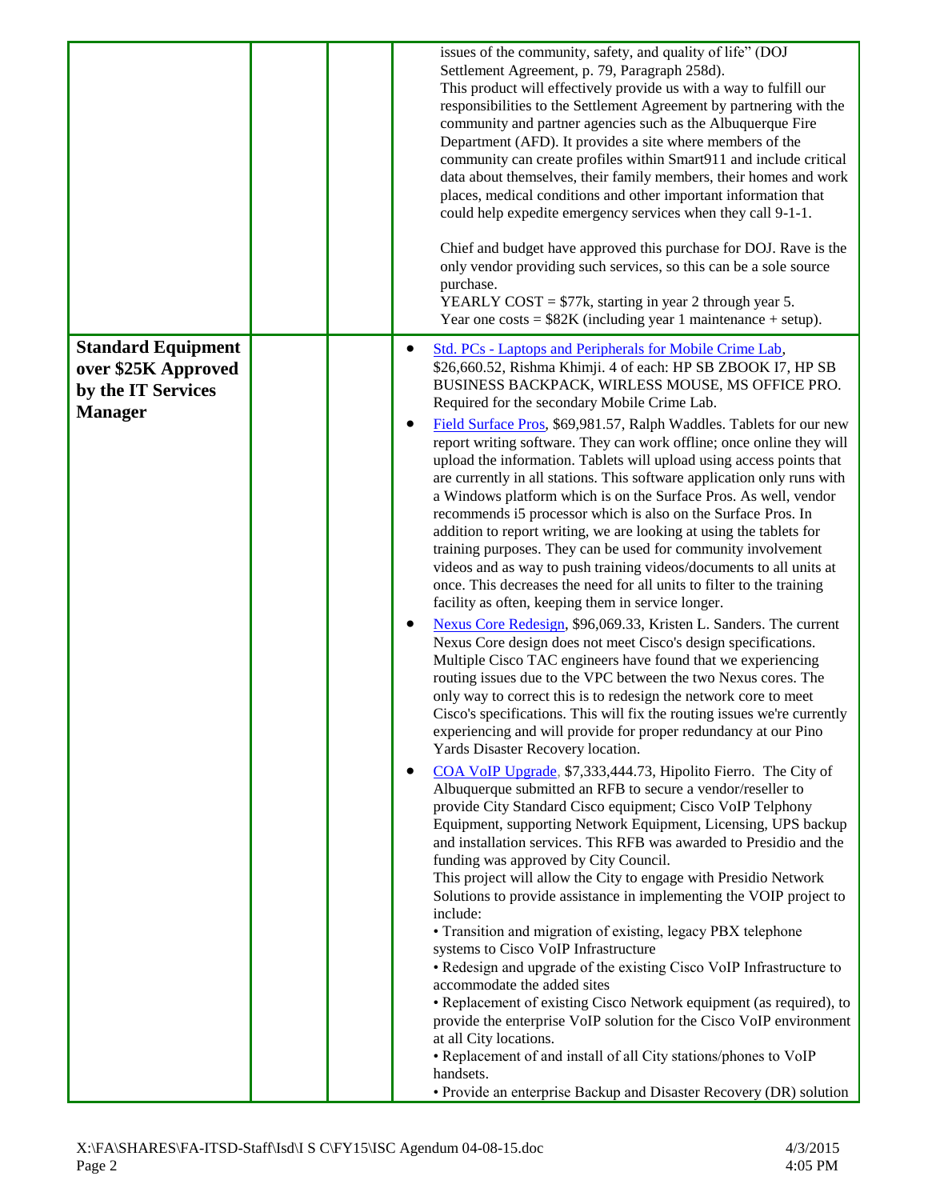| | | | |
|---|---|---|---|
| | | | issues of the community, safety, and quality of life" (DOJ Settlement Agreement, p. 79, Paragraph 258d).<br>This product will effectively provide us with a way to fulfill our responsibilities to the Settlement Agreement by partnering with the community and partner agencies such as the Albuquerque Fire Department (AFD). It provides a site where members of the community can create profiles within Smart911 and include critical data about themselves, their family members, their homes and work places, medical conditions and other important information that could help expedite emergency services when they call 9-1-1.<br><br>Chief and budget have approved this purchase for DOJ. Rave is the only vendor providing such services, so this can be a sole source purchase.<br>YEARLY COST = $77k, starting in year 2 through year 5.<br>Year one costs = $82K (including year 1 maintenance + setup). |
| **Standard Equipment over $25K Approved by the IT Services Manager** | | | • Std. PCs - Laptops and Peripherals for Mobile Crime Lab, $26,660.52, Rishma Khimji. 4 of each: HP SB ZBOOK I7, HP SB BUSINESS BACKPACK, WIRLESS MOUSE, MS OFFICE PRO. Required for the secondary Mobile Crime Lab.<br>• Field Surface Pros, $69,981.57, Ralph Waddles. Tablets for our new report writing software. They can work offline; once online they will upload the information. Tablets will upload using access points that are currently in all stations. This software application only runs with a Windows platform which is on the Surface Pros. As well, vendor recommends i5 processor which is also on the Surface Pros. In addition to report writing, we are looking at using the tablets for training purposes. They can be used for community involvement videos and as way to push training videos/documents to all units at once. This decreases the need for all units to filter to the training facility as often, keeping them in service longer.<br>• Nexus Core Redesign, $96,069.33, Kristen L. Sanders. The current Nexus Core design does not meet Cisco's design specifications. Multiple Cisco TAC engineers have found that we experiencing routing issues due to the VPC between the two Nexus cores. The only way to correct this is to redesign the network core to meet Cisco's specifications. This will fix the routing issues we're currently experiencing and will provide for proper redundancy at our Pino Yards Disaster Recovery location.<br>• COA VoIP Upgrade, $7,333,444.73, Hipolito Fierro. The City of Albuquerque submitted an RFB to secure a vendor/reseller to provide City Standard Cisco equipment; Cisco VoIP Telphony Equipment, supporting Network Equipment, Licensing, UPS backup and installation services. This RFB was awarded to Presidio and the funding was approved by City Council.<br>This project will allow the City to engage with Presidio Network Solutions to provide assistance in implementing the VOIP project to include:<br>• Transition and migration of existing, legacy PBX telephone systems to Cisco VoIP Infrastructure<br>• Redesign and upgrade of the existing Cisco VoIP Infrastructure to accommodate the added sites<br>• Replacement of existing Cisco Network equipment (as required), to provide the enterprise VoIP solution for the Cisco VoIP environment at all City locations.<br>• Replacement of and install of all City stations/phones to VoIP handsets.<br>• Provide an enterprise Backup and Disaster Recovery (DR) solution |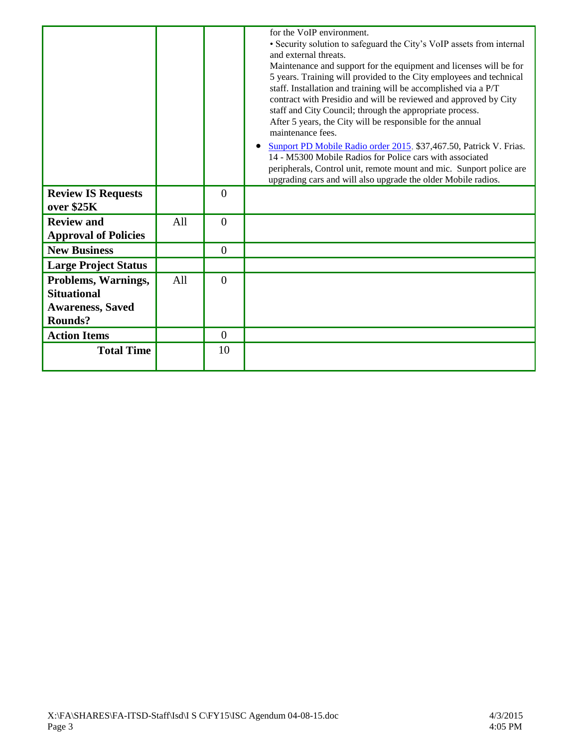| | | | |
|---|---|---|---|
| | | | for the VoIP environment. • Security solution to safeguard the City's VoIP assets from internal and external threats. Maintenance and support for the equipment and licenses will be for 5 years. Training will provided to the City employees and technical staff. Installation and training will be accomplished via a P/T contract with Presidio and will be reviewed and approved by City staff and City Council; through the appropriate process. After 5 years, the City will be responsible for the annual maintenance fees. • Sunport PD Mobile Radio order 2015, $37,467.50, Patrick V. Frias. 14 - M5300 Mobile Radios for Police cars with associated peripherals, Control unit, remote mount and mic. Sunport police are upgrading cars and will also upgrade the older Mobile radios. |
| **Review IS Requests over $25K** | | 0 | |
| **Review and Approval of Policies** | All | 0 | |
| **New Business** | | 0 | |
| **Large Project Status** | | | |
| **Problems, Warnings, Situational Awareness, Saved Rounds?** | All | 0 | |
| **Action Items** | | 0 | |
| **Total Time** | | 10 | |

X:\FA\SHARES\FA-ITSD-Staff\Isd\I S C\FY15\ISC Agendum 04-08-15.doc 4/3/2015 4:05 PM